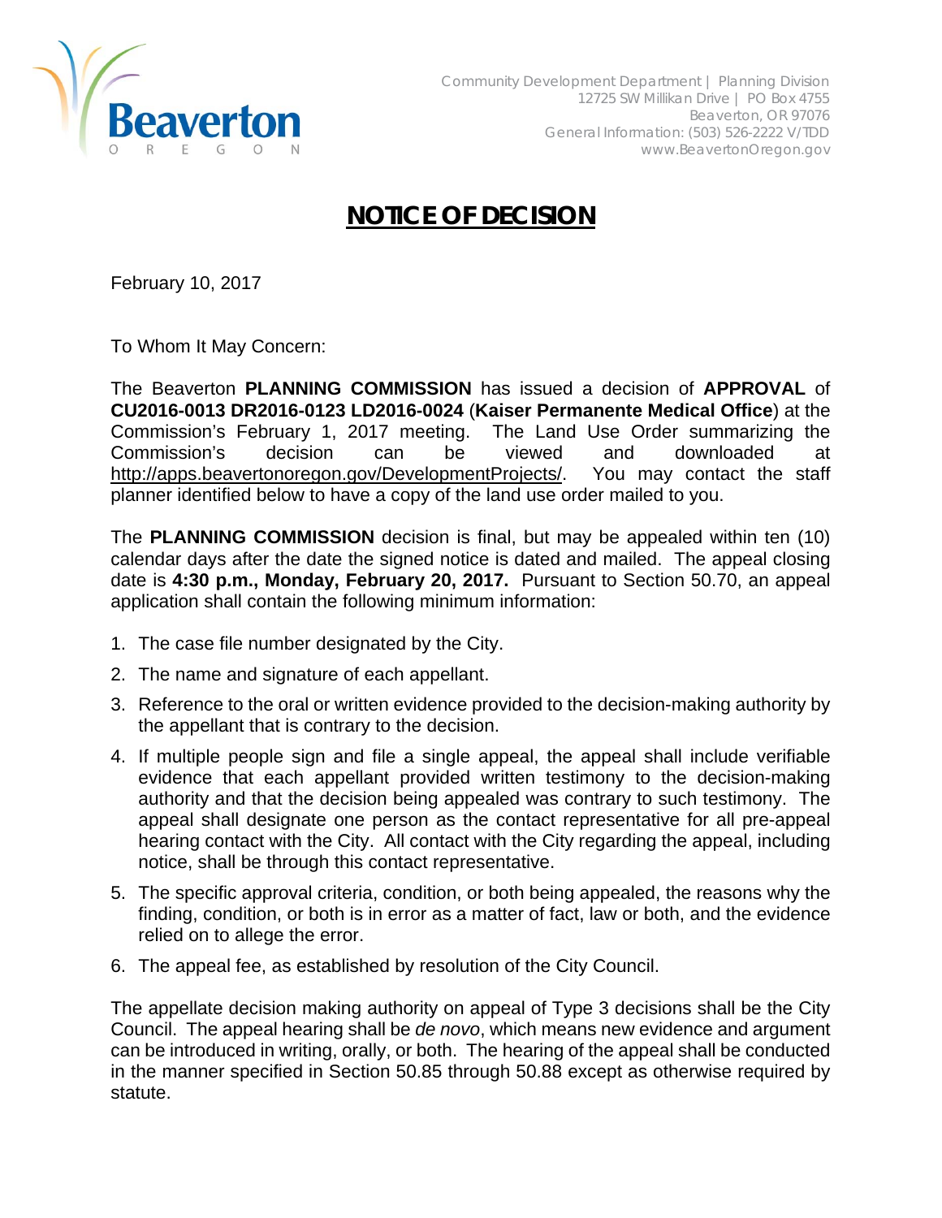Community Development Department | Planning Division
12725 SW Millikan Drive | PO Box 4755
Beaverton, OR 97076
General Information: (503) 526-2222 V/TDD
www.BeavertonOregon.gov

# NOTICE OF DECISION

February 10, 2017

To Whom It May Concern:

The Beaverton **PLANNING COMMISSION** has issued a decision of **APPROVAL** of **CU2016-0013 DR2016-0123 LD2016-0024** (**Kaiser Permanente Medical Office**) at the Commission's February 1, 2017 meeting. The Land Use Order summarizing the Commission's decision can be viewed and downloaded at http://apps.beavertonoregon.gov/DevelopmentProjects/. You may contact the staff planner identified below to have a copy of the land use order mailed to you.

The **PLANNING COMMISSION** decision is final, but may be appealed within ten (10) calendar days after the date the signed notice is dated and mailed. The appeal closing date is **4:30 p.m., Monday, February 20, 2017.** Pursuant to Section 50.70, an appeal application shall contain the following minimum information:

1. The case file number designated by the City.
2. The name and signature of each appellant.
3. Reference to the oral or written evidence provided to the decision-making authority by the appellant that is contrary to the decision.
4. If multiple people sign and file a single appeal, the appeal shall include verifiable evidence that each appellant provided written testimony to the decision-making authority and that the decision being appealed was contrary to such testimony. The appeal shall designate one person as the contact representative for all pre-appeal hearing contact with the City. All contact with the City regarding the appeal, including notice, shall be through this contact representative.
5. The specific approval criteria, condition, or both being appealed, the reasons why the finding, condition, or both is in error as a matter of fact, law or both, and the evidence relied on to allege the error.
6. The appeal fee, as established by resolution of the City Council.

The appellate decision making authority on appeal of Type 3 decisions shall be the City Council. The appeal hearing shall be *de novo*, which means new evidence and argument can be introduced in writing, orally, or both. The hearing of the appeal shall be conducted in the manner specified in Section 50.85 through 50.88 except as otherwise required by statute.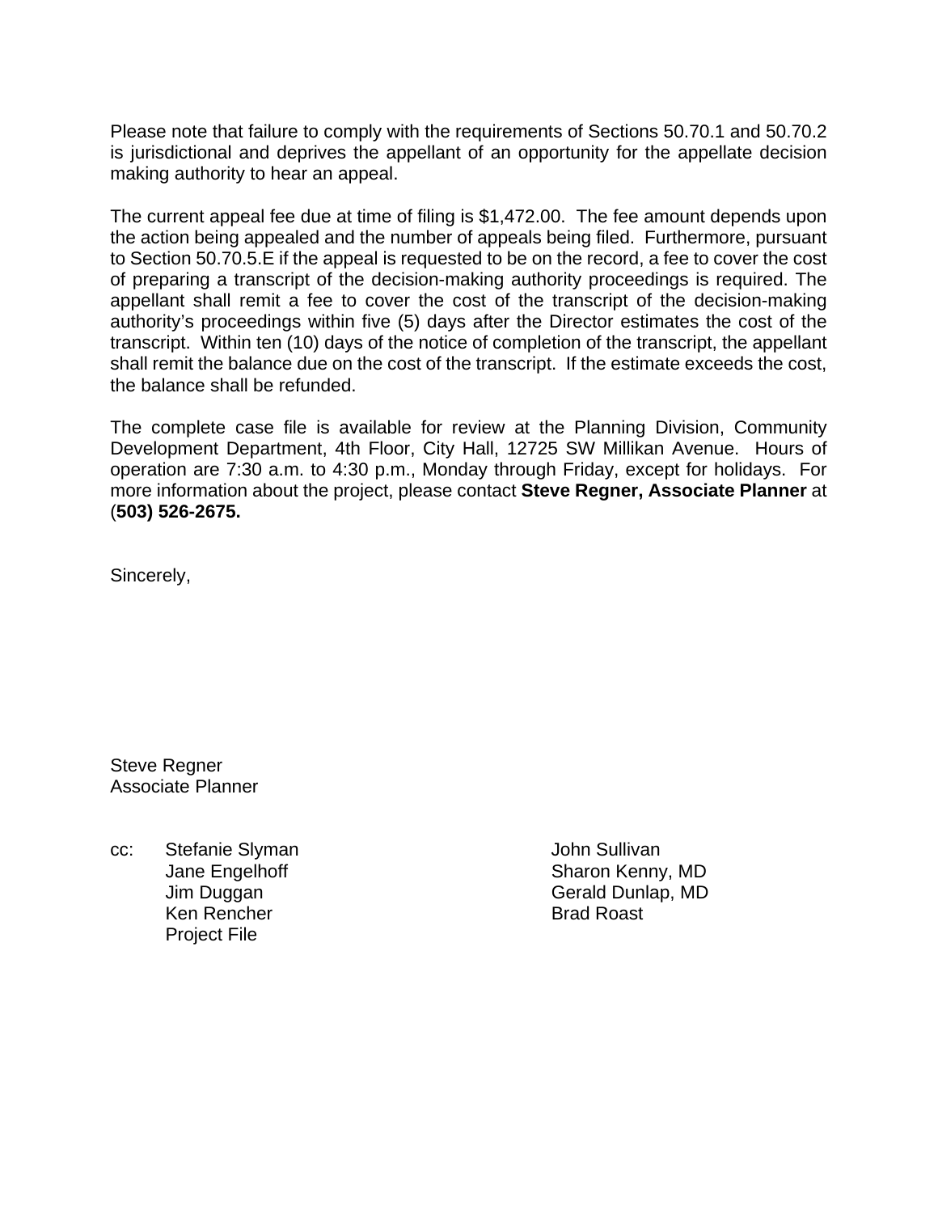Please note that failure to comply with the requirements of Sections 50.70.1 and 50.70.2 is jurisdictional and deprives the appellant of an opportunity for the appellate decision making authority to hear an appeal.

The current appeal fee due at time of filing is $1,472.00. The fee amount depends upon the action being appealed and the number of appeals being filed. Furthermore, pursuant to Section 50.70.5.E if the appeal is requested to be on the record, a fee to cover the cost of preparing a transcript of the decision-making authority proceedings is required. The appellant shall remit a fee to cover the cost of the transcript of the decision-making authority's proceedings within five (5) days after the Director estimates the cost of the transcript. Within ten (10) days of the notice of completion of the transcript, the appellant shall remit the balance due on the cost of the transcript. If the estimate exceeds the cost, the balance shall be refunded.

The complete case file is available for review at the Planning Division, Community Development Department, 4th Floor, City Hall, 12725 SW Millikan Avenue. Hours of operation are 7:30 a.m. to 4:30 p.m., Monday through Friday, except for holidays. For more information about the project, please contact **Steve Regner, Associate Planner** at (**503) 526-2675.**

Sincerely,

Steve Regner
Associate Planner

cc: Stefanie Slyman
Jane Engelhoff
Jim Duggan
Ken Rencher
Project File
John Sullivan
Sharon Kenny, MD
Gerald Dunlap, MD
Brad Roast